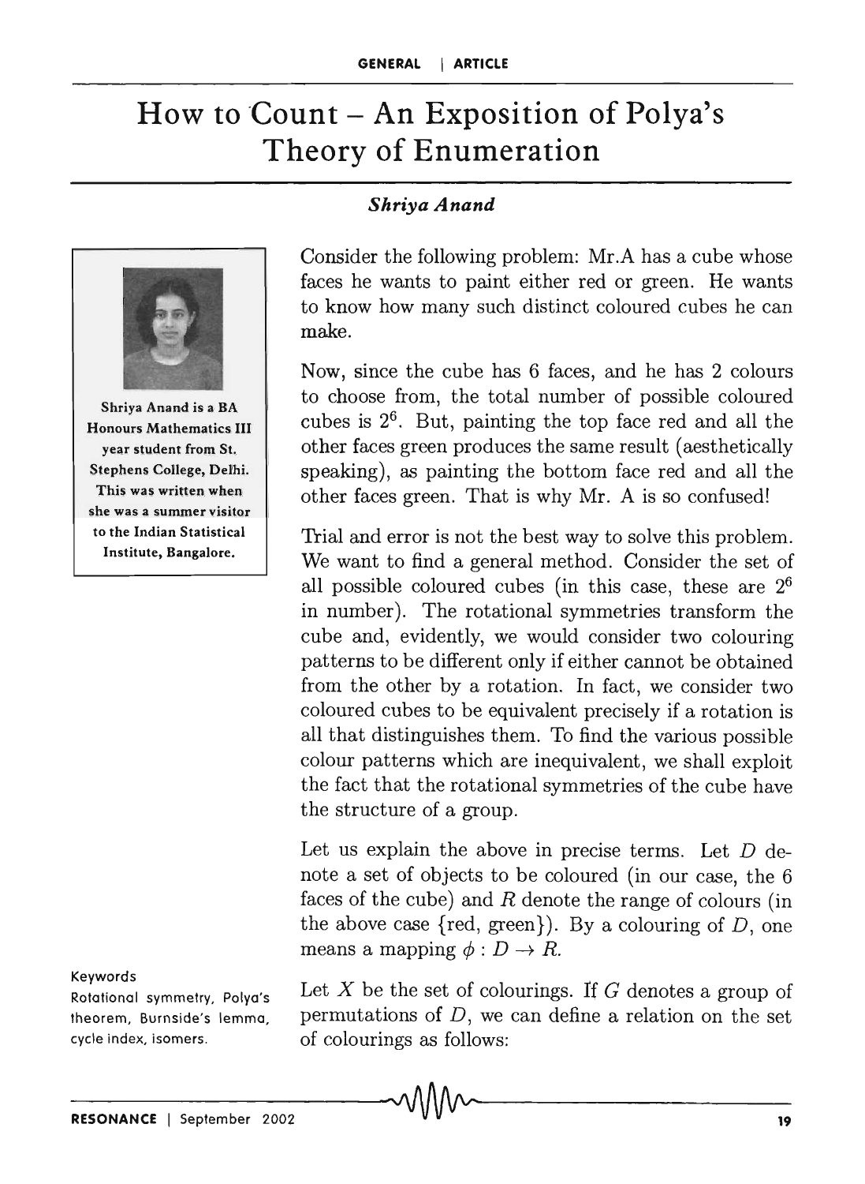# How to Count – An Exposition of Polya's Theory of Enumeration

***Shriya Anand***

Shriya Anand is a BA Honours Mathematics III year student from St. Stephens College, Delhi. This was written when she was a summer visitor to the Indian Statistical Institute, Bangalore.

Consider the following problem: Mr.A has a cube whose faces he wants to paint either red or green. He wants to know how many such distinct coloured cubes he can make.

Now, since the cube has 6 faces, and he has 2 colours to choose from, the total number of possible coloured cubes is $2^6$. But, painting the top face red and all the other faces green produces the same result (aesthetically speaking), as painting the bottom face red and all the other faces green. That is why Mr. A is so confused!

Trial and error is not the best way to solve this problem. We want to find a general method. Consider the set of all possible coloured cubes (in this case, these are $2^6$ in number). The rotational symmetries transform the cube and, evidently, we would consider two colouring patterns to be different only if either cannot be obtained from the other by a rotation. In fact, we consider two coloured cubes to be equivalent precisely if a rotation is all that distinguishes them. To find the various possible colour patterns which are inequivalent, we shall exploit the fact that the rotational symmetries of the cube have the structure of a group.

Let us explain the above in precise terms. Let $D$ denote a set of objects to be coloured (in our case, the 6 faces of the cube) and $R$ denote the range of colours (in the above case {red, green}). By a colouring of $D$, one means a mapping $\phi : D \to R$.

Keywords

Rotational symmetry, Polya's theorem, Burnside's lemma, cycle index, isomers.

Let $X$ be the set of colourings. If $G$ denotes a group of permutations of $D$, we can define a relation on the set of colourings as follows: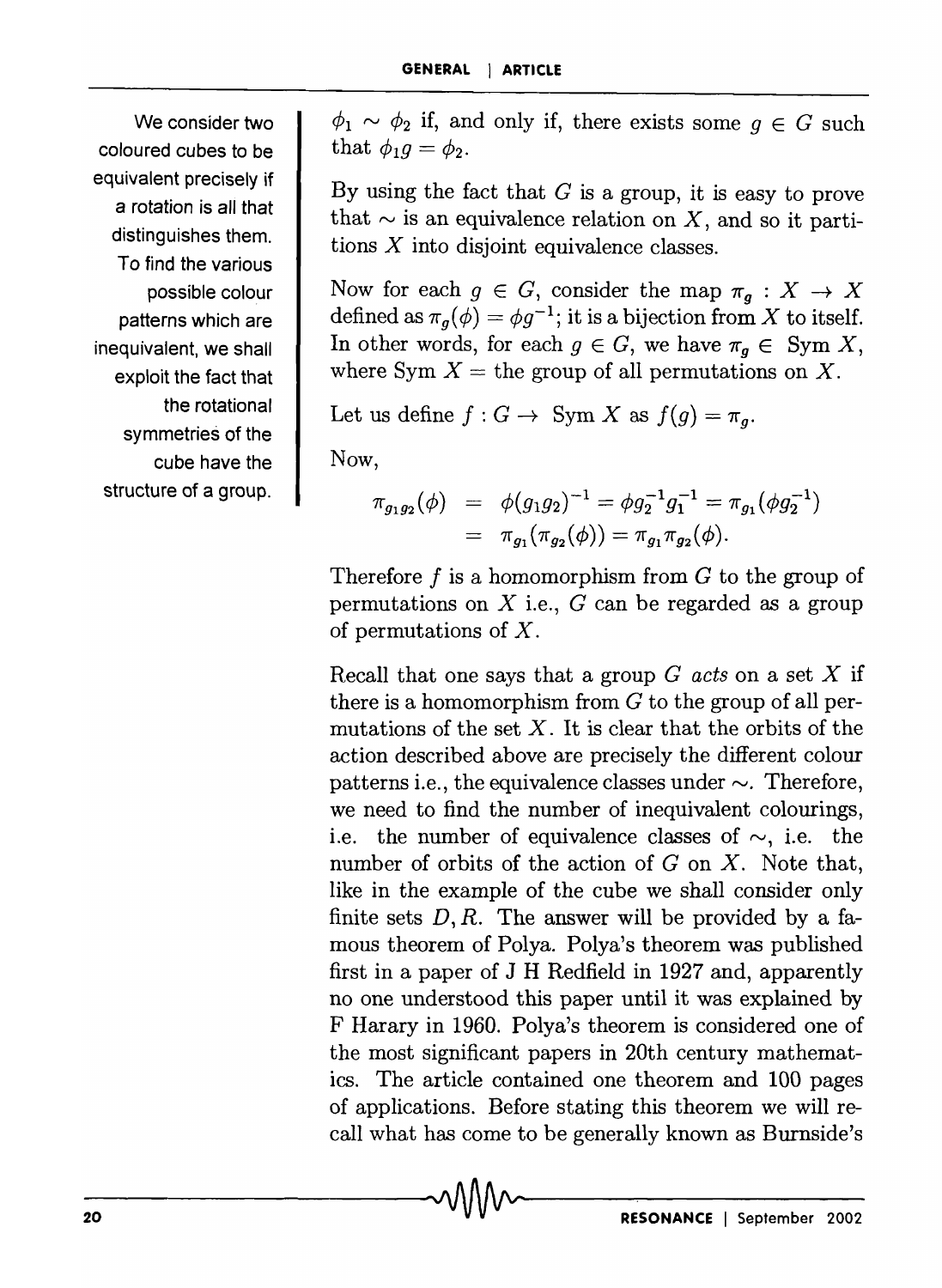We consider two coloured cubes to be equivalent precisely if a rotation is all that distinguishes them. To find the various possible colour patterns which are inequivalent, we shall exploit the fact that the rotational symmetries of the cube have the structure of a group.

$\phi_1 \sim \phi_2$ if, and only if, there exists some $g \in G$ such that $\phi_1 g = \phi_2$.

By using the fact that $G$ is a group, it is easy to prove that $\sim$ is an equivalence relation on $X$, and so it partitions $X$ into disjoint equivalence classes.

Now for each $g \in G$, consider the map $\pi_g : X \to X$ defined as $\pi_g(\phi) = \phi g^{-1}$; it is a bijection from $X$ to itself. In other words, for each $g \in G$, we have $\pi_g \in$ Sym $X$, where Sym $X =$ the group of all permutations on $X$.

Let us define $f : G \to$ Sym $X$ as $f(g) = \pi_g$.

Now,

$$\begin{aligned}\pi_{g_1 g_2}(\phi) &= \phi(g_1 g_2)^{-1} = \phi g_2^{-1} g_1^{-1} = \pi_{g_1}(\phi g_2^{-1}) \\ &= \pi_{g_1}(\pi_{g_2}(\phi)) = \pi_{g_1}\pi_{g_2}(\phi).\end{aligned}$$

Therefore $f$ is a homomorphism from $G$ to the group of permutations on $X$ i.e., $G$ can be regarded as a group of permutations of $X$.

Recall that one says that a group $G$ *acts* on a set $X$ if there is a homomorphism from $G$ to the group of all permutations of the set $X$. It is clear that the orbits of the action described above are precisely the different colour patterns i.e., the equivalence classes under $\sim$. Therefore, we need to find the number of inequivalent colourings, i.e. the number of equivalence classes of $\sim$, i.e. the number of orbits of the action of $G$ on $X$. Note that, like in the example of the cube we shall consider only finite sets $D, R$. The answer will be provided by a famous theorem of Polya. Polya's theorem was published first in a paper of J H Redfield in 1927 and, apparently no one understood this paper until it was explained by F Harary in 1960. Polya's theorem is considered one of the most significant papers in 20th century mathematics. The article contained one theorem and 100 pages of applications. Before stating this theorem we will recall what has come to be generally known as Burnside's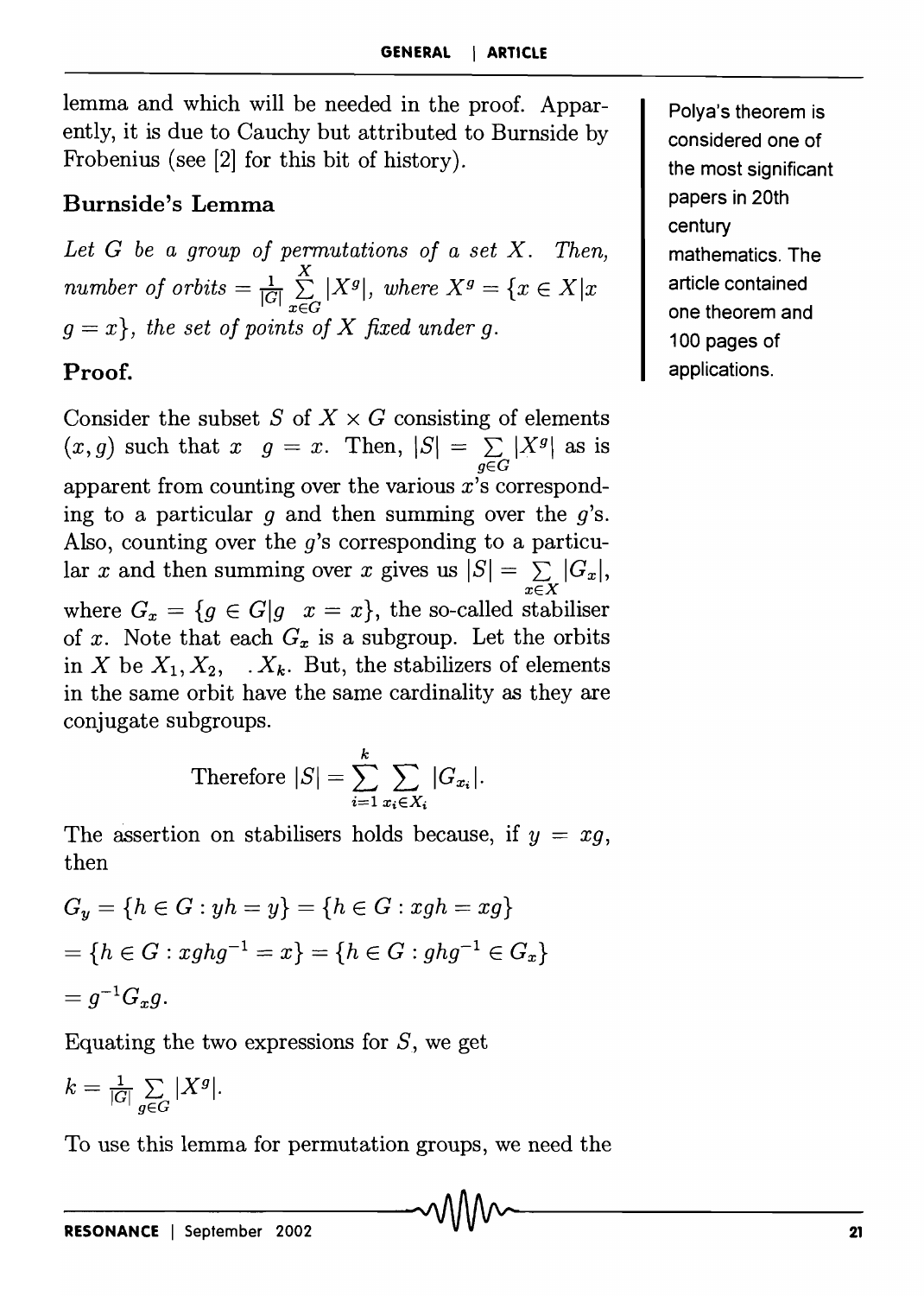lemma and which will be needed in the proof. Apparently, it is due to Cauchy but attributed to Burnside by Frobenius (see [2] for this bit of history).

Polya's theorem is considered one of the most significant papers in 20th century mathematics. The article contained one theorem and 100 pages of applications.

### Burnside's Lemma

*Let $G$ be a group of permutations of a set $X$. Then, number of orbits* $= \frac{1}{|G|} \sum_{x \in G}^{X} |X^g|$, *where* $X^g = \{x \in X | x \quad g = x\}$, *the set of points of $X$ fixed under $g$.*

### Proof.

Consider the subset $S$ of $X \times G$ consisting of elements $(x, g)$ such that $x \quad g = x$. Then, $|S| = \sum_{g \in G} |X^g|$ as is apparent from counting over the various $x$'s corresponding to a particular $g$ and then summing over the $g$'s. Also, counting over the $g$'s corresponding to a particular $x$ and then summing over $x$ gives us $|S| = \sum_{x \in X} |G_x|$, where $G_x = \{g \in G | g \quad x = x\}$, the so-called stabiliser of $x$. Note that each $G_x$ is a subgroup. Let the orbits in $X$ be $X_1, X_2, \quad . X_k$. But, the stabilizers of elements in the same orbit have the same cardinality as they are conjugate subgroups.

$$\text{Therefore } |S| = \sum_{i=1}^{k} \sum_{x_i \in X_i} |G_{x_i}|.$$

The assertion on stabilisers holds because, if $y = xg$, then

$$G_y = \{h \in G : yh = y\} = \{h \in G : xgh = xg\}$$

$$= \{h \in G : xghg^{-1} = x\} = \{h \in G : ghg^{-1} \in G_x\}$$

$$= g^{-1} G_x g.$$

Equating the two expressions for $S$, we get

$$k = \frac{1}{|G|} \sum_{g \in G} |X^g|.$$

To use this lemma for permutation groups, we need the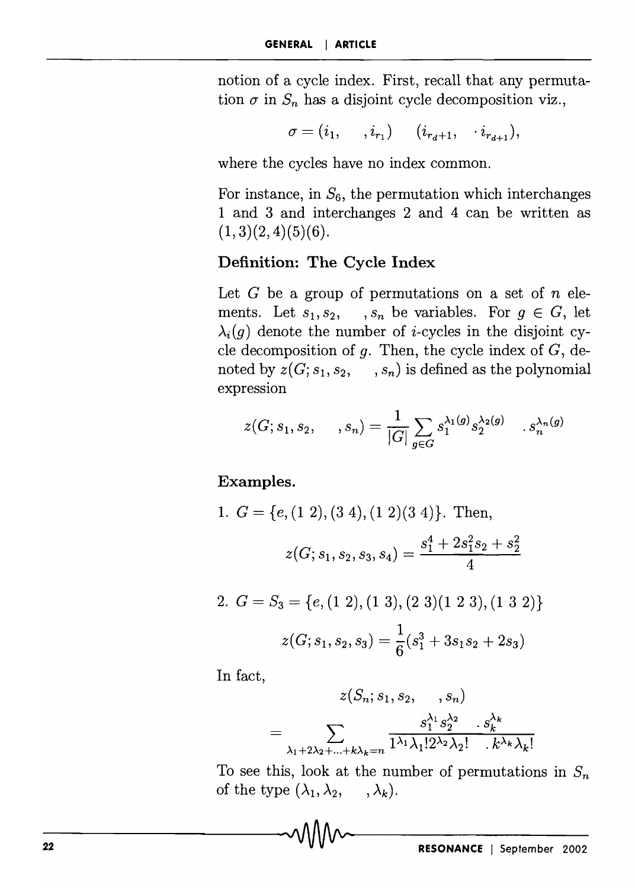notion of a cycle index. First, recall that any permutation $\sigma$ in $S_n$ has a disjoint cycle decomposition viz.,

$$\sigma = (i_1, \quad , i_{r_1}) \quad (i_{r_d+1}, \quad \cdot i_{r_{d+1}}),$$

where the cycles have no index common.

For instance, in $S_6$, the permutation which interchanges 1 and 3 and interchanges 2 and 4 can be written as $(1,3)(2,4)(5)(6)$.

### Definition: The Cycle Index

Let $G$ be a group of permutations on a set of $n$ elements. Let $s_1, s_2, \quad , s_n$ be variables. For $g \in G$, let $\lambda_i(g)$ denote the number of $i$-cycles in the disjoint cycle decomposition of $g$. Then, the cycle index of $G$, denoted by $z(G; s_1, s_2, \quad , s_n)$ is defined as the polynomial expression

$$z(G; s_1, s_2, \quad , s_n) = \frac{1}{|G|} \sum_{g \in G} s_1^{\lambda_1(g)} s_2^{\lambda_2(g)} \quad . s_n^{\lambda_n(g)}$$

### Examples.

1. $G = \{e, (1\ 2), (3\ 4), (1\ 2)(3\ 4)\}$. Then,

$$z(G; s_1, s_2, s_3, s_4) = \frac{s_1^4 + 2s_1^2 s_2 + s_2^2}{4}$$

2. $G = S_3 = \{e, (1\ 2), (1\ 3), (2\ 3)(1\ 2\ 3), (1\ 3\ 2)\}$

$$z(G; s_1, s_2, s_3) = \frac{1}{6}(s_1^3 + 3s_1 s_2 + 2s_3)$$

In fact,

$$z(S_n; s_1, s_2, \quad , s_n)$$

$$= \sum_{\lambda_1 + 2\lambda_2 + \ldots + k\lambda_k = n} \frac{s_1^{\lambda_1} s_2^{\lambda_2} \quad . s_k^{\lambda_k}}{1^{\lambda_1}\lambda_1! 2^{\lambda_2}\lambda_2! \quad . k^{\lambda_k}\lambda_k!}$$

To see this, look at the number of permutations in $S_n$ of the type $(\lambda_1, \lambda_2, \quad , \lambda_k)$.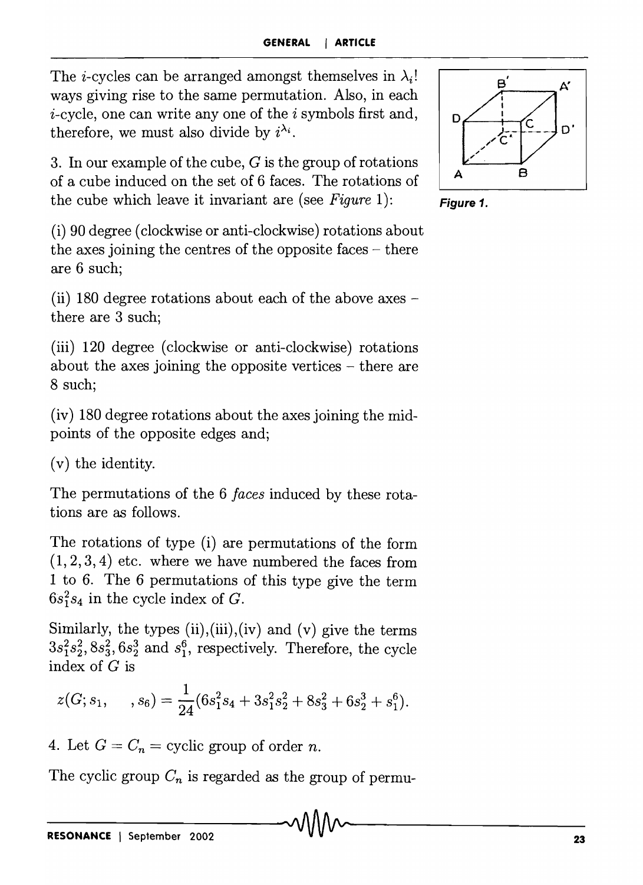The $i$-cycles can be arranged amongst themselves in $\lambda_i!$ ways giving rise to the same permutation. Also, in each $i$-cycle, one can write any one of the $i$ symbols first and, therefore, we must also divide by $i^{\lambda_i}$.

3. In our example of the cube, $G$ is the group of rotations of a cube induced on the set of 6 faces. The rotations of the cube which leave it invariant are (see *Figure* 1):

Figure 1.

(i) 90 degree (clockwise or anti-clockwise) rotations about the axes joining the centres of the opposite faces – there are 6 such;

(ii) 180 degree rotations about each of the above axes – there are 3 such;

(iii) 120 degree (clockwise or anti-clockwise) rotations about the axes joining the opposite vertices – there are 8 such;

(iv) 180 degree rotations about the axes joining the mid-points of the opposite edges and;

(v) the identity.

The permutations of the 6 *faces* induced by these rotations are as follows.

The rotations of type (i) are permutations of the form $(1,2,3,4)$ etc. where we have numbered the faces from 1 to 6. The 6 permutations of this type give the term $6s_1^2s_4$ in the cycle index of $G$.

Similarly, the types (ii),(iii),(iv) and (v) give the terms $3s_1^2s_2^2, 8s_3^2, 6s_2^3$ and $s_1^6$, respectively. Therefore, the cycle index of $G$ is

$$z(G; s_1, \quad , s_6) = \frac{1}{24}(6s_1^2s_4 + 3s_1^2s_2^2 + 8s_3^2 + 6s_2^3 + s_1^6).$$

4. Let $G = C_n$ = cyclic group of order $n$.

The cyclic group $C_n$ is regarded as the group of permu-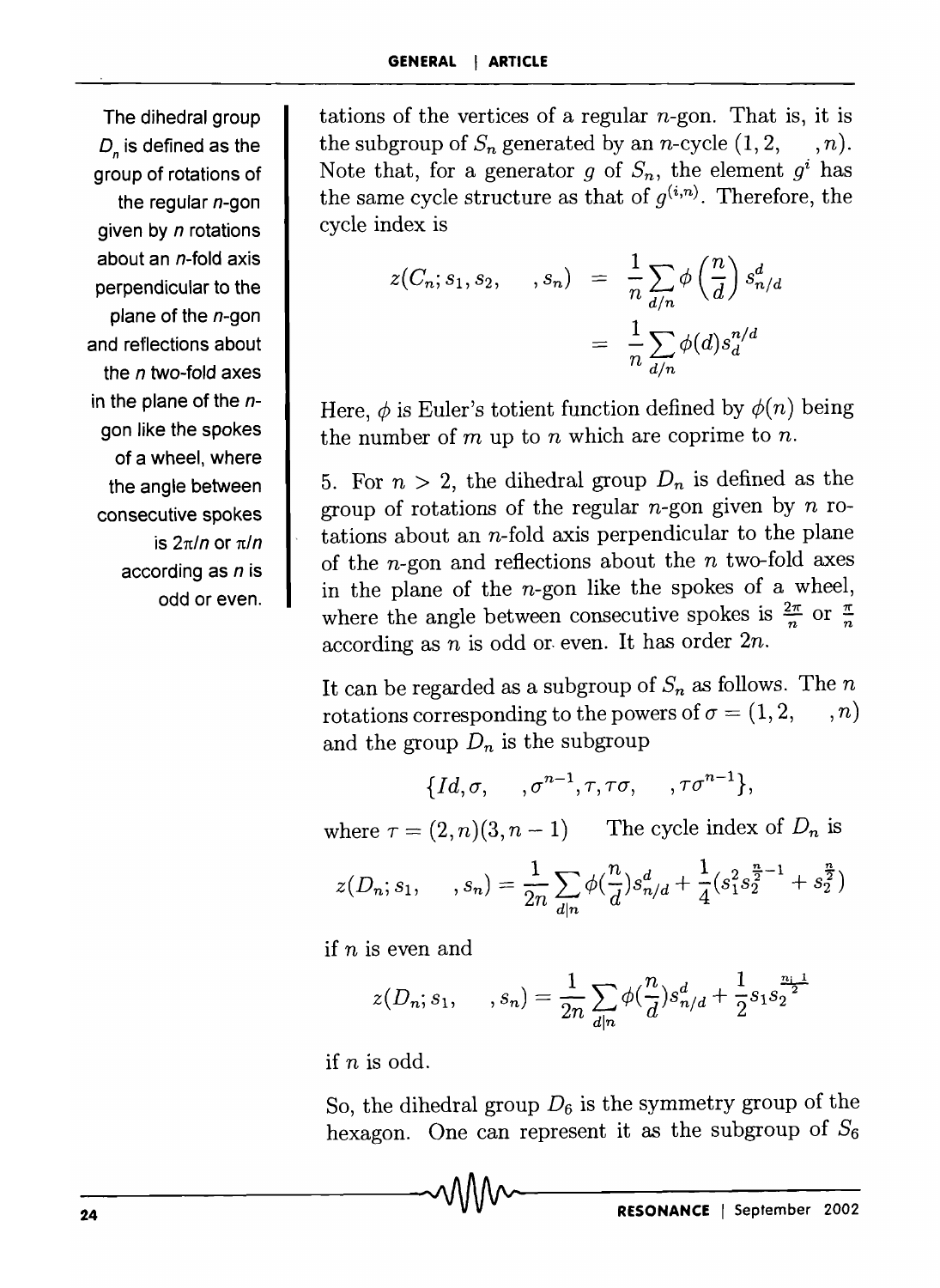tations of the vertices of a regular $n$-gon. That is, it is the subgroup of $S_n$ generated by an $n$-cycle $(1, 2, \quad , n)$. Note that, for a generator $g$ of $S_n$, the element $g^i$ has the same cycle structure as that of $g^{(i,n)}$. Therefore, the cycle index is

$$z(C_n; s_1, s_2, \quad , s_n) = \frac{1}{n} \sum_{d/n} \phi\left(\frac{n}{d}\right) s_{n/d}^d = \frac{1}{n} \sum_{d/n} \phi(d) s_d^{n/d}$$

Here, $\phi$ is Euler's totient function defined by $\phi(n)$ being the number of $m$ up to $n$ which are coprime to $n$.

The dihedral group $D_n$ is defined as the group of rotations of the regular $n$-gon given by $n$ rotations about an $n$-fold axis perpendicular to the plane of the $n$-gon and reflections about the $n$ two-fold axes in the plane of the $n$-gon like the spokes of a wheel, where the angle between consecutive spokes is $2\pi/n$ or $\pi/n$ according as $n$ is odd or even.

5. For $n > 2$, the dihedral group $D_n$ is defined as the group of rotations of the regular $n$-gon given by $n$ rotations about an $n$-fold axis perpendicular to the plane of the $n$-gon and reflections about the $n$ two-fold axes in the plane of the $n$-gon like the spokes of a wheel, where the angle between consecutive spokes is $\frac{2\pi}{n}$ or $\frac{\pi}{n}$ according as $n$ is odd or even. It has order $2n$.

It can be regarded as a subgroup of $S_n$ as follows. The $n$ rotations corresponding to the powers of $\sigma = (1, 2, \quad , n)$ and the group $D_n$ is the subgroup

$$\{Id, \sigma, \quad , \sigma^{n-1}, \tau, \tau\sigma, \quad , \tau\sigma^{n-1}\},$$

where $\tau = (2, n)(3, n-1)$ The cycle index of $D_n$ is

$$z(D_n; s_1, \quad , s_n) = \frac{1}{2n} \sum_{d|n} \phi(\frac{n}{d}) s_{n/d}^d + \frac{1}{4}(s_1^2 s_2^{\frac{n}{2}-1} + s_2^{\frac{n}{2}})$$

if $n$ is even and

$$z(D_n; s_1, \quad , s_n) = \frac{1}{2n} \sum_{d|n} \phi(\frac{n}{d}) s_{n/d}^d + \frac{1}{2} s_1 s_2^{\frac{n-1}{2}}$$

if $n$ is odd.

So, the dihedral group $D_6$ is the symmetry group of the hexagon. One can represent it as the subgroup of $S_6$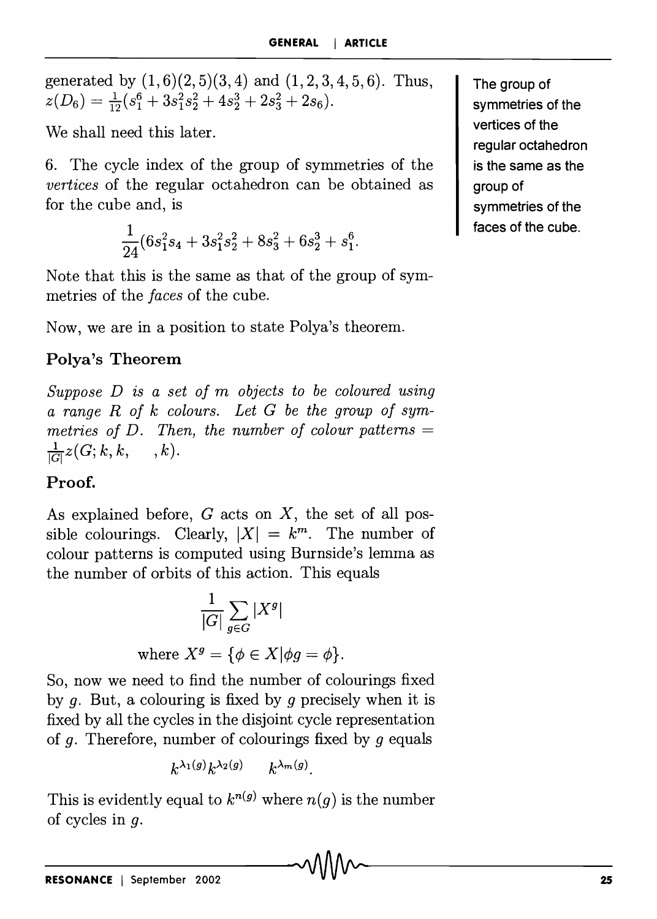generated by $(1,6)(2,5)(3,4)$ and $(1,2,3,4,5,6)$. Thus, $z(D_6) = \frac{1}{12}(s_1^6 + 3s_1^2s_2^2 + 4s_2^3 + 2s_3^2 + 2s_6)$.

We shall need this later.

6. The cycle index of the group of symmetries of the *vertices* of the regular octahedron can be obtained as for the cube and, is

$$\frac{1}{24}(6s_1^2s_4 + 3s_1^2s_2^2 + 8s_3^2 + 6s_2^3 + s_1^6.$$

Note that this is the same as that of the group of symmetries of the *faces* of the cube.

The group of symmetries of the vertices of the regular octahedron is the same as the group of symmetries of the faces of the cube.

Now, we are in a position to state Polya's theorem.

### Polya's Theorem

*Suppose D is a set of m objects to be coloured using a range R of k colours. Let G be the group of symmetries of D. Then, the number of colour patterns =* $\frac{1}{|G|}z(G; k, k, \quad, k)$.

### Proof.

As explained before, $G$ acts on $X$, the set of all possible colourings. Clearly, $|X| = k^m$. The number of colour patterns is computed using Burnside's lemma as the number of orbits of this action. This equals

$$\frac{1}{|G|}\sum_{g \in G}|X^g|$$

where $X^g = \{\phi \in X | \phi g = \phi\}$.

So, now we need to find the number of colourings fixed by $g$. But, a colouring is fixed by $g$ precisely when it is fixed by all the cycles in the disjoint cycle representation of $g$. Therefore, number of colourings fixed by $g$ equals

$$k^{\lambda_1(g)}k^{\lambda_2(g)} \quad k^{\lambda_m(g)}.$$

This is evidently equal to $k^{n(g)}$ where $n(g)$ is the number of cycles in $g$.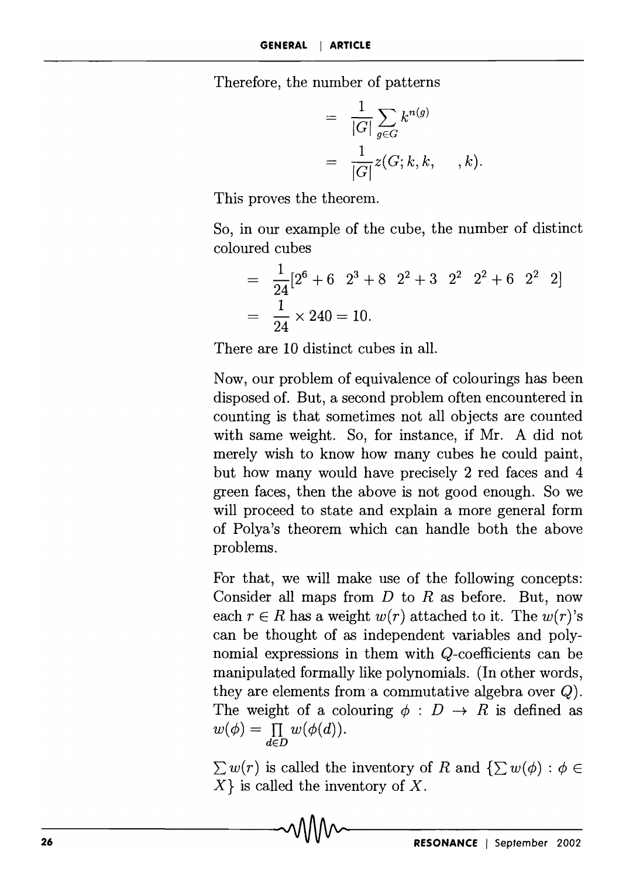Therefore, the number of patterns

$$
\begin{aligned}
&= \frac{1}{|G|} \sum_{g \in G} k^{n(g)} \\
&= \frac{1}{|G|} z(G; k, k, \quad , k).
\end{aligned}
$$

This proves the theorem.

So, in our example of the cube, the number of distinct coloured cubes

$$
\begin{aligned}
&= \frac{1}{24}[2^6 + 6 \quad 2^3 + 8 \quad 2^2 + 3 \quad 2^2 \quad 2^2 + 6 \quad 2^2 \quad 2] \\
&= \frac{1}{24} \times 240 = 10.
\end{aligned}
$$

There are 10 distinct cubes in all.

Now, our problem of equivalence of colourings has been disposed of. But, a second problem often encountered in counting is that sometimes not all objects are counted with same weight. So, for instance, if Mr. A did not merely wish to know how many cubes he could paint, but how many would have precisely 2 red faces and 4 green faces, then the above is not good enough. So we will proceed to state and explain a more general form of Polya's theorem which can handle both the above problems.

For that, we will make use of the following concepts: Consider all maps from $D$ to $R$ as before. But, now each $r \in R$ has a weight $w(r)$ attached to it. The $w(r)$'s can be thought of as independent variables and polynomial expressions in them with $Q$-coefficients can be manipulated formally like polynomials. (In other words, they are elements from a commutative algebra over $Q$). The weight of a colouring $\phi : D \to R$ is defined as $w(\phi) = \prod_{d \in D} w(\phi(d))$.

$\sum w(r)$ is called the inventory of $R$ and $\{\sum w(\phi) : \phi \in X\}$ is called the inventory of $X$.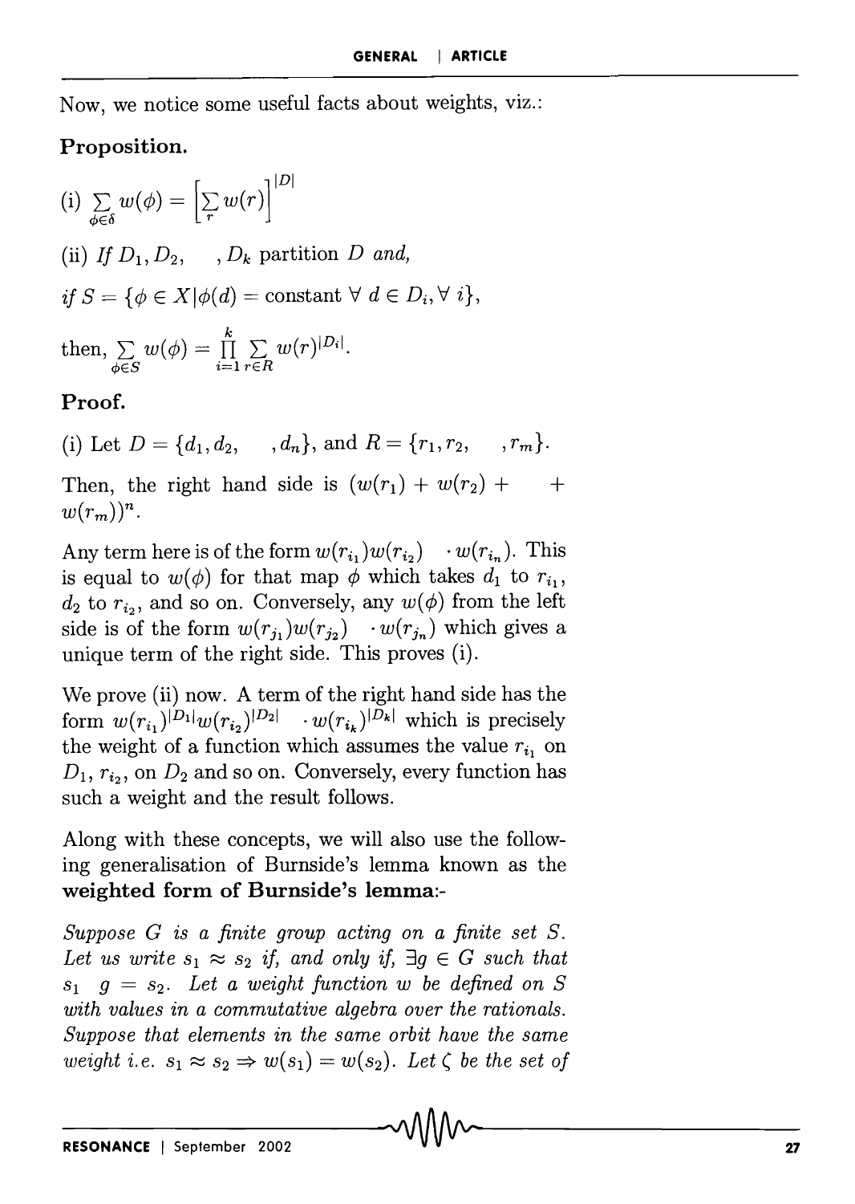Now, we notice some useful facts about weights, viz.:

**Proposition.**

(i) $\sum_{\phi \in \delta} w(\phi) = \left[\sum_{r} w(r)\right]^{|D|}$

(ii) *If* $D_1, D_2, \quad, D_k$ partition $D$ *and,*

*if* $S = \{\phi \in X | \phi(d) = \text{constant} \ \forall \ d \in D_i, \forall \ i\}$,

then, $\sum_{\phi \in S} w(\phi) = \prod_{i=1}^{k} \sum_{r \in R} w(r)^{|D_i|}$.

**Proof.**

(i) Let $D = \{d_1, d_2, \quad, d_n\}$, and $R = \{r_1, r_2, \quad, r_m\}$.

Then, the right hand side is $(w(r_1) + w(r_2) + \quad + w(r_m))^n$.

Any term here is of the form $w(r_{i_1})w(r_{i_2}) \quad \cdot w(r_{i_n})$. This is equal to $w(\phi)$ for that map $\phi$ which takes $d_1$ to $r_{i_1}$, $d_2$ to $r_{i_2}$, and so on. Conversely, any $w(\phi)$ from the left side is of the form $w(r_{j_1})w(r_{j_2}) \quad \cdot w(r_{j_n})$ which gives a unique term of the right side. This proves (i).

We prove (ii) now. A term of the right hand side has the form $w(r_{i_1})^{|D_1|}w(r_{i_2})^{|D_2|} \quad \cdot w(r_{i_k})^{|D_k|}$ which is precisely the weight of a function which assumes the value $r_{i_1}$ on $D_1$, $r_{i_2}$, on $D_2$ and so on. Conversely, every function has such a weight and the result follows.

Along with these concepts, we will also use the following generalisation of Burnside's lemma known as the **weighted form of Burnside's lemma**:-

*Suppose $G$ is a finite group acting on a finite set $S$. Let us write $s_1 \approx s_2$ if, and only if, $\exists g \in G$ such that $s_1 \quad g = s_2$. Let a weight function $w$ be defined on $S$ with values in a commutative algebra over the rationals. Suppose that elements in the same orbit have the same weight i.e. $s_1 \approx s_2 \Rightarrow w(s_1) = w(s_2)$. Let $\zeta$ be the set of*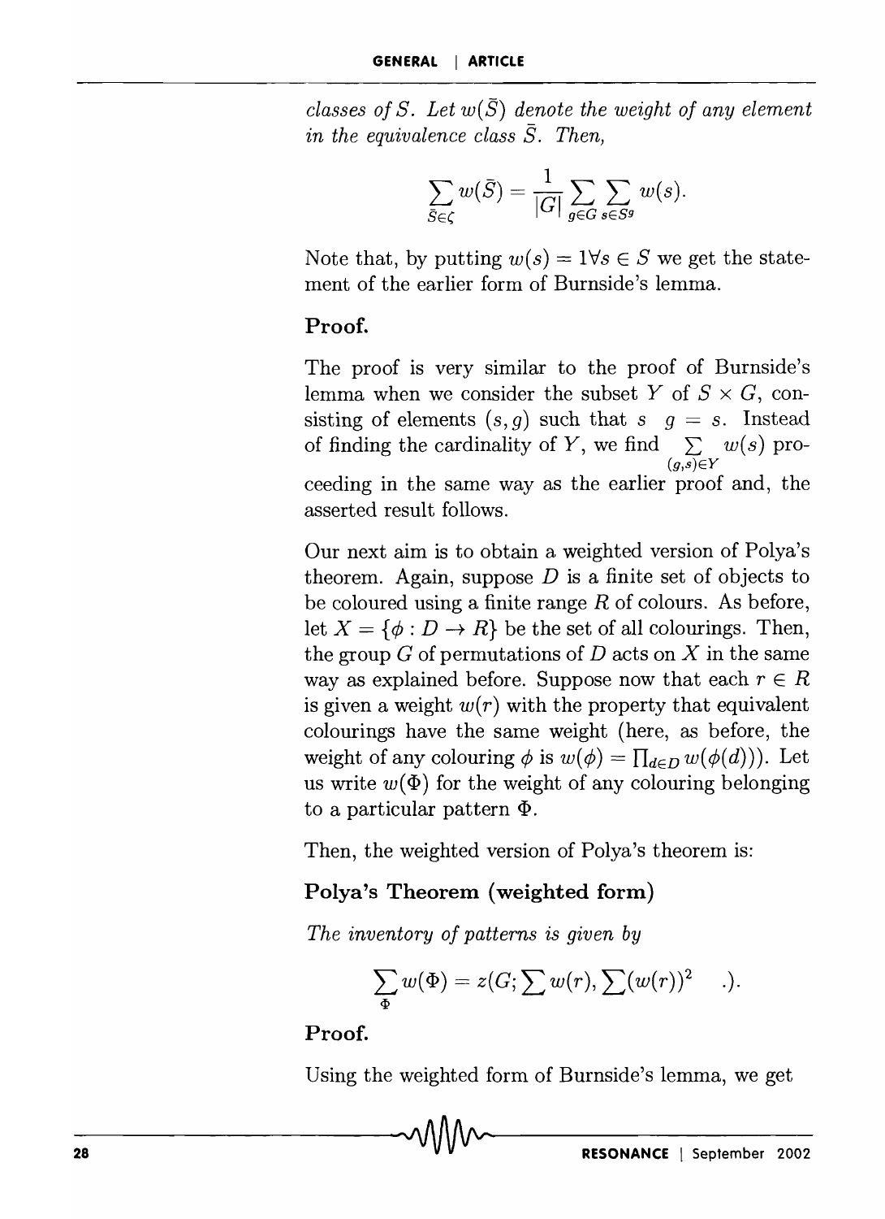*classes of $S$. Let $w(\bar{S})$ denote the weight of any element in the equivalence class $\bar{S}$. Then,*

$$\sum_{\bar{S}\in\zeta} w(\bar{S}) = \frac{1}{|G|}\sum_{g\in G}\sum_{s\in S^g} w(s).$$

Note that, by putting $w(s) = 1 \forall s \in S$ we get the statement of the earlier form of Burnside's lemma.

**Proof.**

The proof is very similar to the proof of Burnside's lemma when we consider the subset $Y$ of $S \times G$, consisting of elements $(s, g)$ such that $s \quad g = s$. Instead of finding the cardinality of $Y$, we find $\sum_{(g,s)\in Y} w(s)$ proceeding in the same way as the earlier proof and, the asserted result follows.

Our next aim is to obtain a weighted version of Polya's theorem. Again, suppose $D$ is a finite set of objects to be coloured using a finite range $R$ of colours. As before, let $X = \{\phi : D \to R\}$ be the set of all colourings. Then, the group $G$ of permutations of $D$ acts on $X$ in the same way as explained before. Suppose now that each $r \in R$ is given a weight $w(r)$ with the property that equivalent colourings have the same weight (here, as before, the weight of any colouring $\phi$ is $w(\phi) = \prod_{d\in D} w(\phi(d))$). Let us write $w(\Phi)$ for the weight of any colouring belonging to a particular pattern $\Phi$.

Then, the weighted version of Polya's theorem is:

**Polya's Theorem (weighted form)**

*The inventory of patterns is given by*

$$\sum_{\Phi} w(\Phi) = z(G; \sum w(r), \sum(w(r))^2 \quad .).$$

**Proof.**

Using the weighted form of Burnside's lemma, we get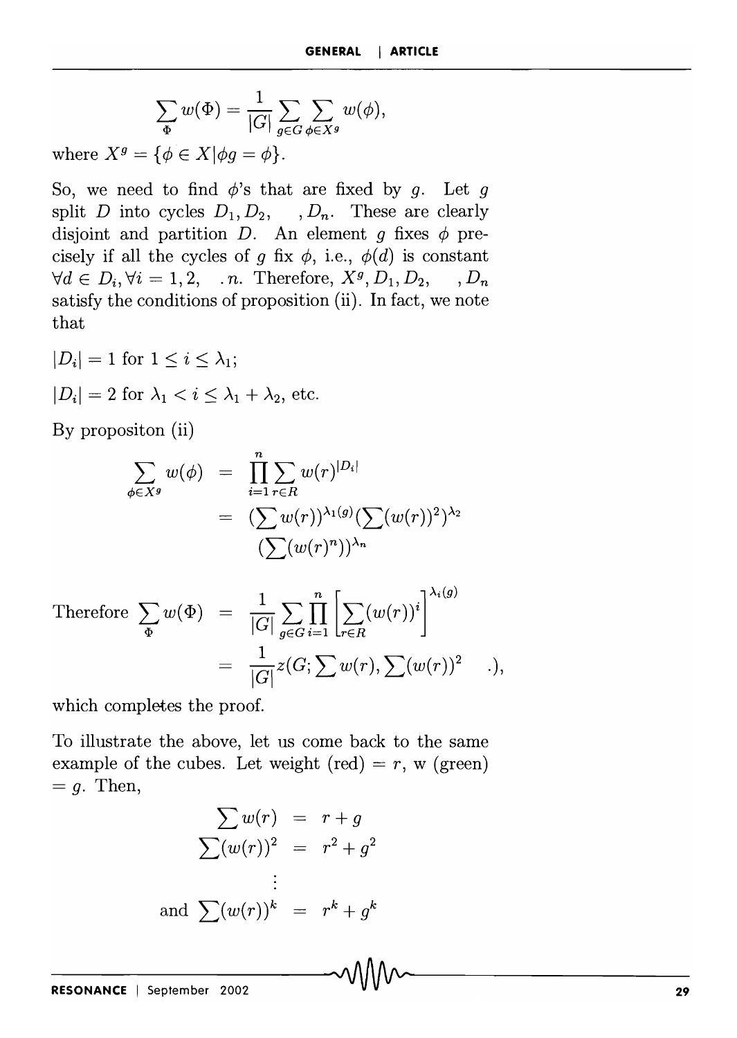$$\sum_{\Phi} w(\Phi) = \frac{1}{|G|} \sum_{g \in G} \sum_{\phi \in X^g} w(\phi),$$

where $X^g = \{\phi \in X | \phi g = \phi\}$.

So, we need to find $\phi$'s that are fixed by $g$. Let $g$ split $D$ into cycles $D_1, D_2, \quad, D_n$. These are clearly disjoint and partition $D$. An element $g$ fixes $\phi$ precisely if all the cycles of $g$ fix $\phi$, i.e., $\phi(d)$ is constant $\forall d \in D_i, \forall i = 1, 2, \quad . n$. Therefore, $X^g, D_1, D_2, \quad, D_n$ satisfy the conditions of proposition (ii). In fact, we note that

$|D_i| = 1$ for $1 \leq i \leq \lambda_1$;

$|D_i| = 2$ for $\lambda_1 < i \leq \lambda_1 + \lambda_2$, etc.

By propositon (ii)

$$\begin{aligned}
\sum_{\phi \in X^g} w(\phi) &= \prod_{i=1}^{n} \sum_{r \in R} w(r)^{|D_i|} \\
&= (\sum w(r))^{\lambda_1(g)} (\sum (w(r))^2)^{\lambda_2} \\
&\quad (\sum (w(r)^n))^{\lambda_n}
\end{aligned}$$

$$\begin{aligned}
\text{Therefore } \sum_{\Phi} w(\Phi) &= \frac{1}{|G|} \sum_{g \in G} \prod_{i=1}^{n} \left[ \sum_{r \in R} (w(r))^i \right]^{\lambda_i(g)} \\
&= \frac{1}{|G|} z(G; \sum w(r), \sum (w(r))^2 \quad .),
\end{aligned}$$

which completes the proof.

To illustrate the above, let us come back to the same example of the cubes. Let weight (red) $= r$, w (green) $= g$. Then,

$$\begin{aligned}
\sum w(r) &= r + g \\
\sum (w(r))^2 &= r^2 + g^2 \\
&\vdots \\
\text{and } \sum (w(r))^k &= r^k + g^k
\end{aligned}$$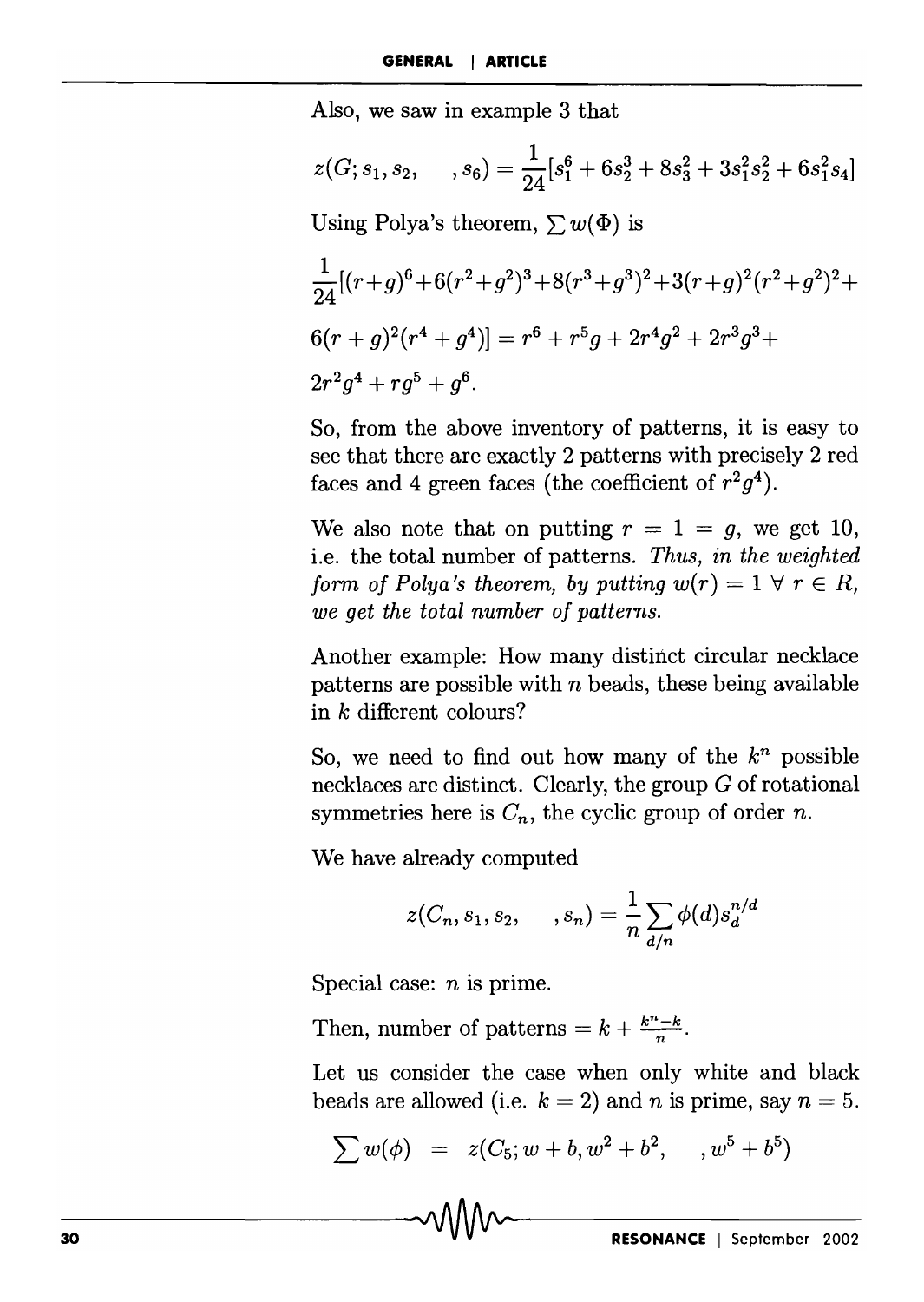Also, we saw in example 3 that

$$z(G; s_1, s_2, \quad , s_6) = \frac{1}{24}[s_1^6 + 6s_2^3 + 8s_3^2 + 3s_1^2 s_2^2 + 6s_1^2 s_4]$$

Using Polya's theorem, $\sum w(\Phi)$ is

$$\frac{1}{24}[(r+g)^6+6(r^2+g^2)^3+8(r^3+g^3)^2+3(r+g)^2(r^2+g^2)^2+ 6(r+g)^2(r^4+g^4)] = r^6 + r^5 g + 2r^4 g^2 + 2r^3 g^3 + 2r^2 g^4 + r g^5 + g^6.$$

So, from the above inventory of patterns, it is easy to see that there are exactly 2 patterns with precisely 2 red faces and 4 green faces (the coefficient of $r^2 g^4$).

We also note that on putting $r = 1 = g$, we get 10, i.e. the total number of patterns. *Thus, in the weighted form of Polya's theorem, by putting $w(r) = 1 \; \forall \; r \in R$, we get the total number of patterns.*

Another example: How many distinct circular necklace patterns are possible with $n$ beads, these being available in $k$ different colours?

So, we need to find out how many of the $k^n$ possible necklaces are distinct. Clearly, the group $G$ of rotational symmetries here is $C_n$, the cyclic group of order $n$.

We have already computed

$$z(C_n, s_1, s_2, \quad , s_n) = \frac{1}{n} \sum_{d/n} \phi(d) s_d^{n/d}$$

Special case: $n$ is prime.

Then, number of patterns $= k + \frac{k^n - k}{n}$.

Let us consider the case when only white and black beads are allowed (i.e. $k = 2$) and $n$ is prime, say $n = 5$.

$$\sum w(\phi) \;\; = \;\; z(C_5; w + b, w^2 + b^2, \quad , w^5 + b^5)$$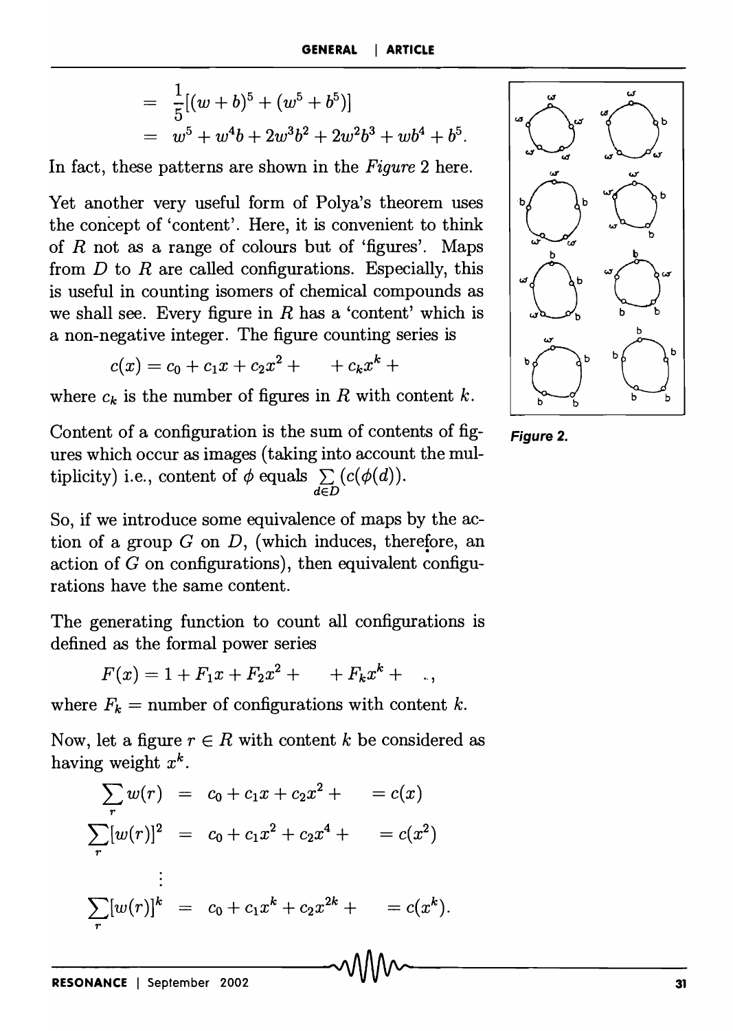$$= \frac{1}{5}[(w+b)^5 + (w^5 + b^5)]$$
$$= w^5 + w^4b + 2w^3b^2 + 2w^2b^3 + wb^4 + b^5.$$

In fact, these patterns are shown in the *Figure* 2 here.

**Figure 2.**

Yet another very useful form of Polya's theorem uses the concept of 'content'. Here, it is convenient to think of $R$ not as a range of colours but of 'figures'. Maps from $D$ to $R$ are called configurations. Especially, this is useful in counting isomers of chemical compounds as we shall see. Every figure in $R$ has a 'content' which is a non-negative integer. The figure counting series is

$$c(x) = c_0 + c_1x + c_2x^2 + \quad + c_kx^k +$$

where $c_k$ is the number of figures in $R$ with content $k$.

Content of a configuration is the sum of contents of figures which occur as images (taking into account the multiplicity) i.e., content of $\phi$ equals $\sum_{d \in D}(c(\phi(d))$.

So, if we introduce some equivalence of maps by the action of a group $G$ on $D$, (which induces, therefore, an action of $G$ on configurations), then equivalent configurations have the same content.

The generating function to count all configurations is defined as the formal power series

$$F(x) = 1 + F_1x + F_2x^2 + \quad + F_kx^k + \quad ..,$$

where $F_k$ = number of configurations with content $k$.

Now, let a figure $r \in R$ with content $k$ be considered as having weight $x^k$.

$$\sum_r w(r) = c_0 + c_1x + c_2x^2 + \quad = c(x)$$

$$\sum_r [w(r)]^2 = c_0 + c_1x^2 + c_2x^4 + \quad = c(x^2)$$

$$\vdots$$

$$\sum_r [w(r)]^k = c_0 + c_1x^k + c_2x^{2k} + \quad = c(x^k).$$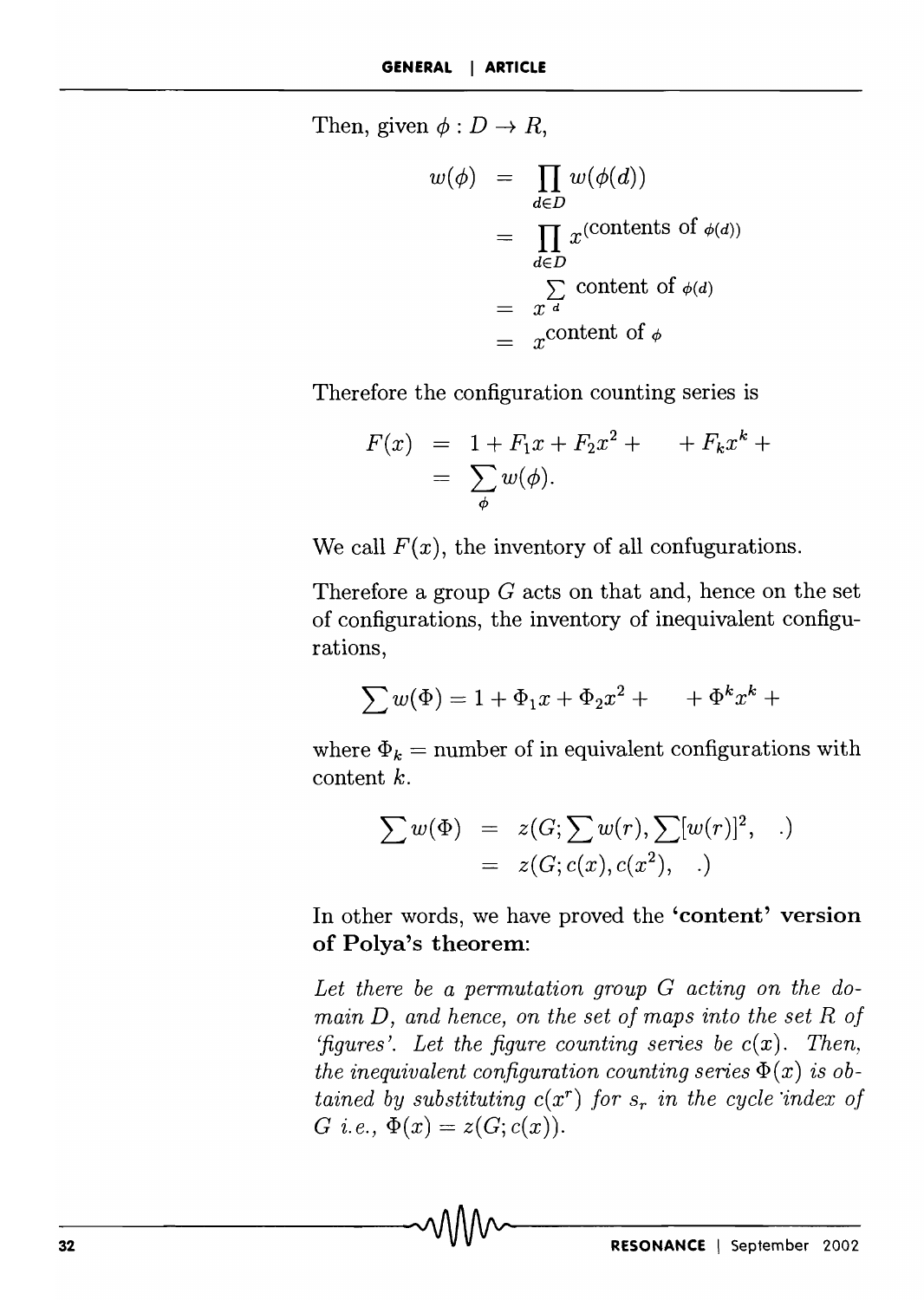Then, given $\phi : D \to R$,

$$
\begin{aligned}
w(\phi) &= \prod_{d \in D} w(\phi(d)) \\
&= \prod_{d \in D} x^{(\text{contents of } \phi(d))} \\
&= x^{\sum\limits_{d} \text{content of } \phi(d)} \\
&= x^{\text{content of } \phi}
\end{aligned}
$$

Therefore the configuration counting series is

$$
\begin{aligned}
F(x) &= 1 + F_1 x + F_2 x^2 + \quad + F_k x^k + \\
&= \sum_{\phi} w(\phi).
\end{aligned}
$$

We call $F(x)$, the inventory of all confugurations.

Therefore a group $G$ acts on that and, hence on the set of configurations, the inventory of inequivalent configurations,

$$\sum w(\Phi) = 1 + \Phi_1 x + \Phi_2 x^2 + \quad + \Phi^k x^k +$$

where $\Phi_k$ = number of in equivalent configurations with content $k$.

$$
\begin{aligned}
\sum w(\Phi) &= z(G; \sum w(r), \sum [w(r)]^2, \quad .) \\
&= z(G; c(x), c(x^2), \quad .)
\end{aligned}
$$

In other words, we have proved the **'content' version of Polya's theorem**:

*Let there be a permutation group $G$ acting on the domain $D$, and hence, on the set of maps into the set $R$ of 'figures'. Let the figure counting series be $c(x)$. Then, the inequivalent configuration counting series $\Phi(x)$ is obtained by substituting $c(x^r)$ for $s_r$ in the cycle index of $G$ i.e., $\Phi(x) = z(G; c(x))$.*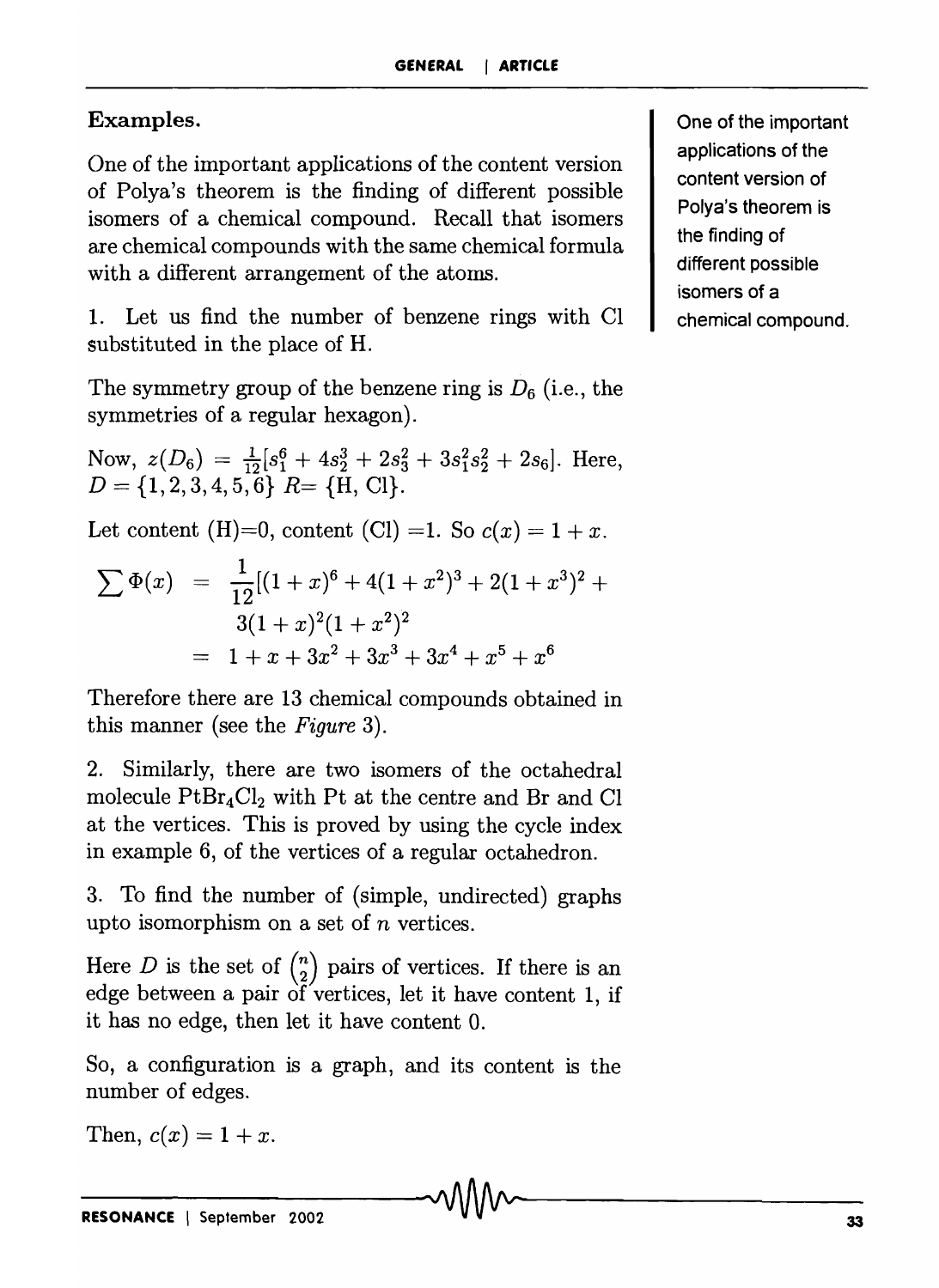**Examples.**

One of the important applications of the content version of Polya's theorem is the finding of different possible isomers of a chemical compound. Recall that isomers are chemical compounds with the same chemical formula with a different arrangement of the atoms.

One of the important applications of the content version of Polya's theorem is the finding of different possible isomers of a chemical compound.

1. Let us find the number of benzene rings with Cl substituted in the place of H.

The symmetry group of the benzene ring is $D_6$ (i.e., the symmetries of a regular hexagon).

Now, $z(D_6) = \frac{1}{12}[s_1^6 + 4s_2^3 + 2s_3^2 + 3s_1^2 s_2^2 + 2s_6]$. Here, $D = \{1, 2, 3, 4, 5, 6\}$ $R = \{\text{H, Cl}\}$.

Let content (H)=0, content (Cl) =1. So $c(x) = 1 + x$.

$$\begin{aligned} \sum \Phi(x) &= \frac{1}{12}[(1+x)^6 + 4(1+x^2)^3 + 2(1+x^3)^2 + \\ &\quad 3(1+x)^2(1+x^2)^2 \\ &= 1 + x + 3x^2 + 3x^3 + 3x^4 + x^5 + x^6 \end{aligned}$$

Therefore there are 13 chemical compounds obtained in this manner (see the *Figure* 3).

2. Similarly, there are two isomers of the octahedral molecule $PtBr_4Cl_2$ with Pt at the centre and Br and Cl at the vertices. This is proved by using the cycle index in example 6, of the vertices of a regular octahedron.

3. To find the number of (simple, undirected) graphs upto isomorphism on a set of $n$ vertices.

Here $D$ is the set of $\binom{n}{2}$ pairs of vertices. If there is an edge between a pair of vertices, let it have content 1, if it has no edge, then let it have content 0.

So, a configuration is a graph, and its content is the number of edges.

Then, $c(x) = 1 + x$.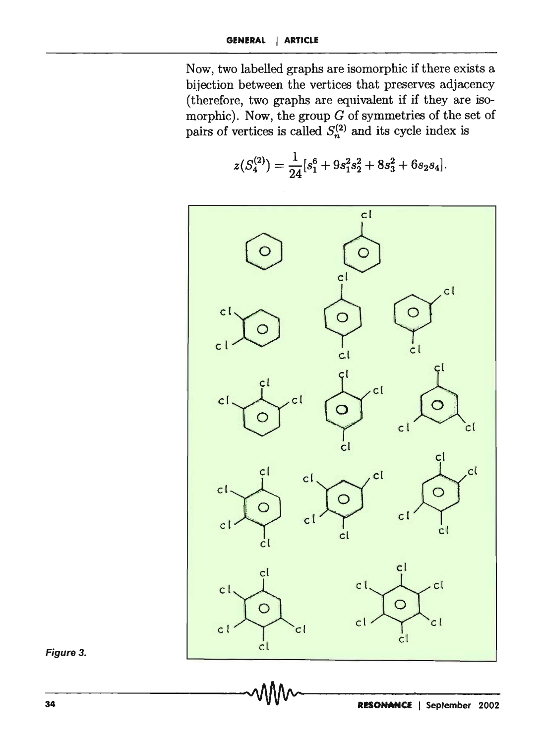Now, two labelled graphs are isomorphic if there exists a bijection between the vertices that preserves adjacency (therefore, two graphs are equivalent if if they are isomorphic). Now, the group $G$ of symmetries of the set of pairs of vertices is called $S_n^{(2)}$ and its cycle index is

$$z(S_4^{(2)}) = \frac{1}{24}[s_1^6 + 9s_1^2 s_2^2 + 8s_3^2 + 6s_2 s_4].$$

Figure 3.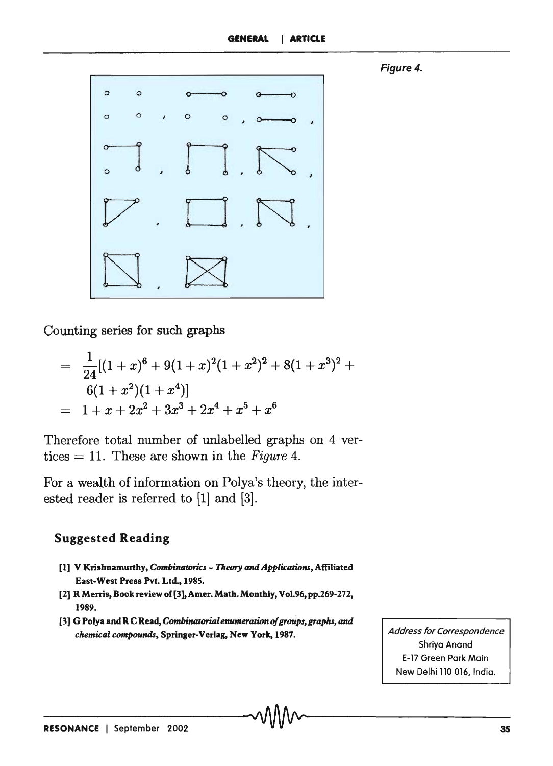Figure 4.

Counting series for such graphs

$$= \frac{1}{24}[(1+x)^6 + 9(1+x)^2(1+x^2)^2 + 8(1+x^3)^2 + 6(1+x^2)(1+x^4)]$$

$$= 1 + x + 2x^2 + 3x^3 + 2x^4 + x^5 + x^6$$

Therefore total number of unlabelled graphs on 4 vertices = 11. These are shown in the *Figure* 4.

For a wealth of information on Polya's theory, the interested reader is referred to [1] and [3].

## Suggested Reading

[1] V Krishnamurthy, *Combinatorics – Theory and Applications*, Affiliated East-West Press Pvt. Ltd., 1985.

[2] R Merris, Book review of [3], Amer. Math. Monthly, Vol.96, pp.269-272, 1989.

[3] G Polya and R C Read, *Combinatorial enumeration of groups, graphs, and chemical compounds*, Springer-Verlag, New York, 1987.

*Address for Correspondence*
Shriya Anand
E-17 Green Park Main
New Delhi 110 016, India.